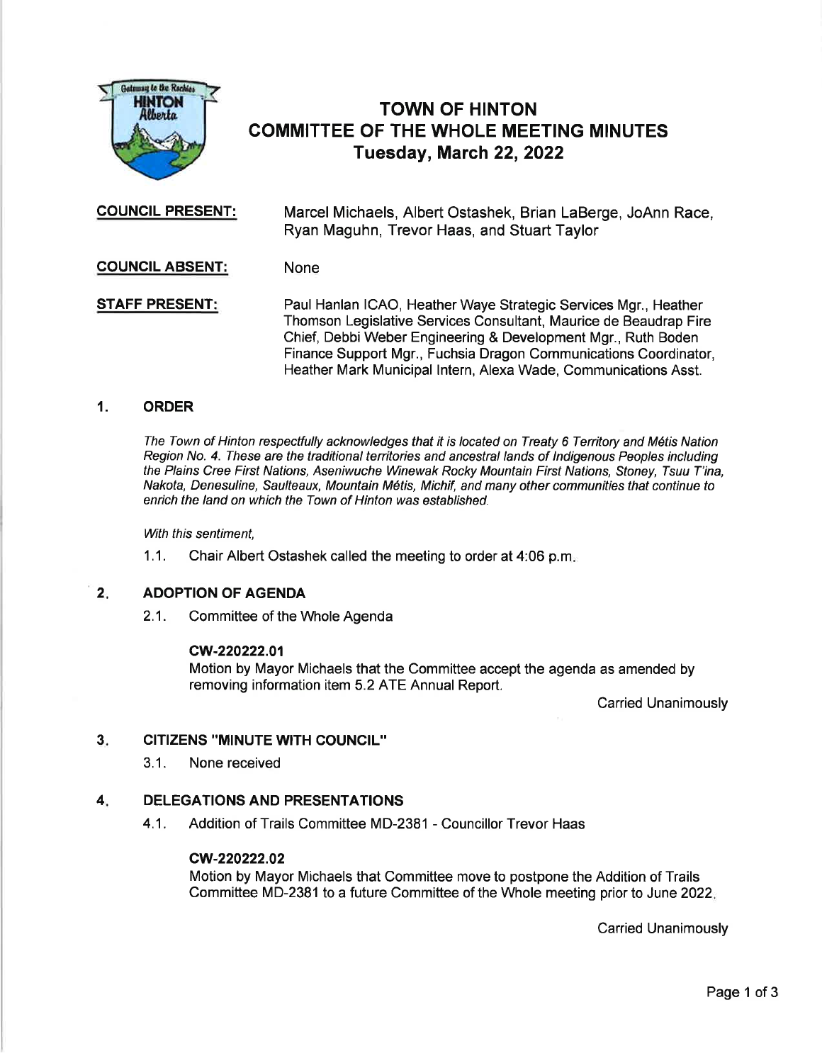# TOWN OF HINTON
## COMMITTEE OF THE WHOLE MEETING MINUTES
### Tuesday, March 22, 2022

**COUNCIL PRESENT:** Marcel Michaels, Albert Ostashek, Brian LaBerge, JoAnn Race, Ryan Maguhn, Trevor Haas, and Stuart Taylor

**COUNCIL ABSENT:** None

**STAFF PRESENT:** Paul Hanlan ICAO, Heather Waye Strategic Services Mgr., Heather Thomson Legislative Services Consultant, Maurice de Beaudrap Fire Chief, Debbi Weber Engineering & Development Mgr., Ruth Boden Finance Support Mgr., Fuchsia Dragon Communications Coordinator, Heather Mark Municipal Intern, Alexa Wade, Communications Asst.

## 1. ORDER

*The Town of Hinton respectfully acknowledges that it is located on Treaty 6 Territory and Métis Nation Region No. 4. These are the traditional territories and ancestral lands of Indigenous Peoples including the Plains Cree First Nations, Aseniwuche Winewak Rocky Mountain First Nations, Stoney, Tsuu T'ina, Nakota, Denesuline, Saulteaux, Mountain Métis, Michif, and many other communities that continue to enrich the land on which the Town of Hinton was established.*

*With this sentiment,*

1.1. Chair Albert Ostashek called the meeting to order at 4:06 p.m.

## 2. ADOPTION OF AGENDA

2.1. Committee of the Whole Agenda

**CW-220222.01**
Motion by Mayor Michaels that the Committee accept the agenda as amended by removing information item 5.2 ATE Annual Report.

Carried Unanimously

## 3. CITIZENS "MINUTE WITH COUNCIL"

3.1. None received

## 4. DELEGATIONS AND PRESENTATIONS

4.1. Addition of Trails Committee MD-2381 - Councillor Trevor Haas

**CW-220222.02**
Motion by Mayor Michaels that Committee move to postpone the Addition of Trails Committee MD-2381 to a future Committee of the Whole meeting prior to June 2022.

Carried Unanimously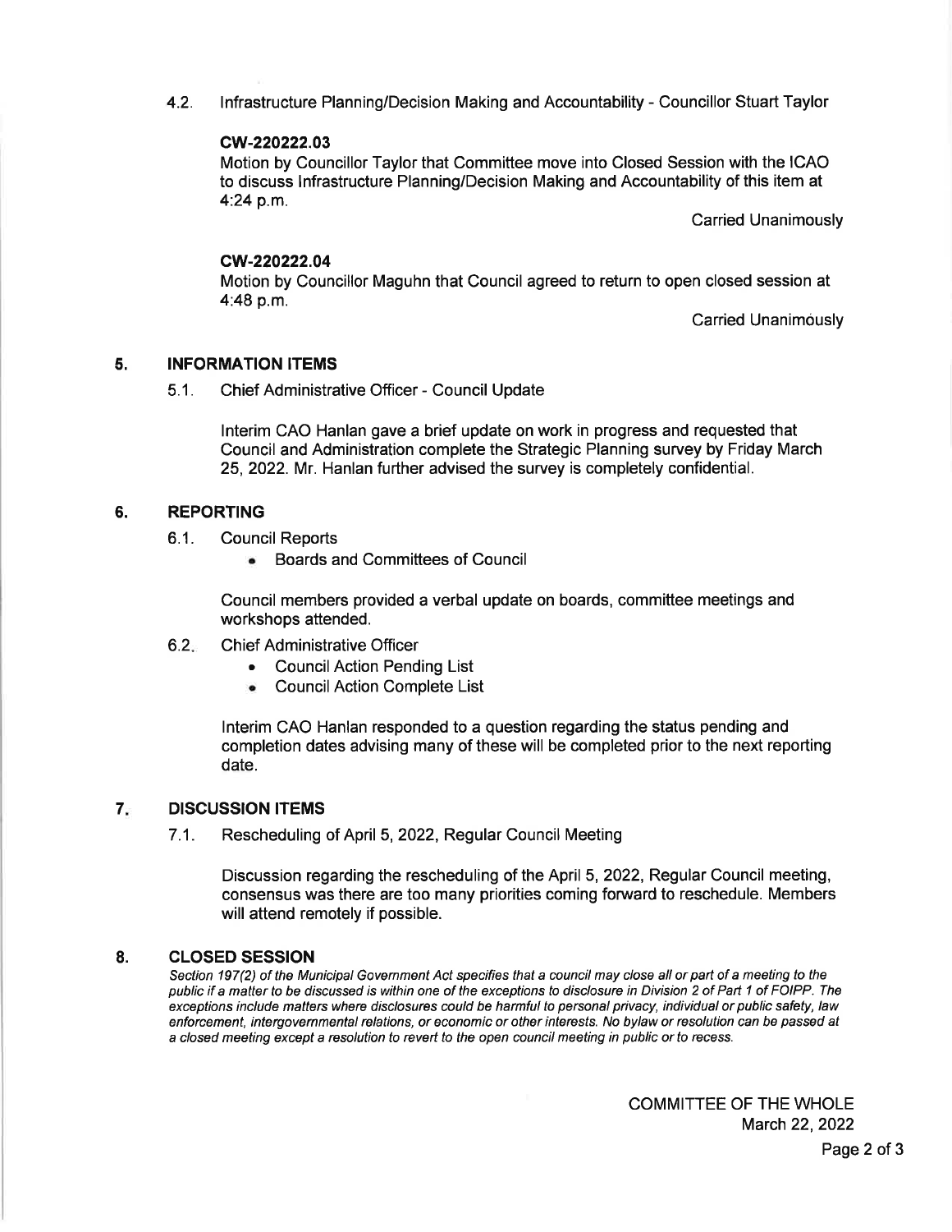4.2. Infrastructure Planning/Decision Making and Accountability - Councillor Stuart Taylor

**CW-220222.03**
Motion by Councillor Taylor that Committee move into Closed Session with the ICAO to discuss Infrastructure Planning/Decision Making and Accountability of this item at 4:24 p.m.

Carried Unanimously

**CW-220222.04**
Motion by Councillor Maguhn that Council agreed to return to open closed session at 4:48 p.m.

Carried Unanimously

## 5. INFORMATION ITEMS

5.1. Chief Administrative Officer - Council Update

Interim CAO Hanlan gave a brief update on work in progress and requested that Council and Administration complete the Strategic Planning survey by Friday March 25, 2022. Mr. Hanlan further advised the survey is completely confidential.

## 6. REPORTING

6.1. Council Reports

- Boards and Committees of Council

Council members provided a verbal update on boards, committee meetings and workshops attended.

6.2. Chief Administrative Officer

- Council Action Pending List
- Council Action Complete List

Interim CAO Hanlan responded to a question regarding the status pending and completion dates advising many of these will be completed prior to the next reporting date.

## 7. DISCUSSION ITEMS

7.1. Rescheduling of April 5, 2022, Regular Council Meeting

Discussion regarding the rescheduling of the April 5, 2022, Regular Council meeting, consensus was there are too many priorities coming forward to reschedule. Members will attend remotely if possible.

## 8. CLOSED SESSION

*Section 197(2) of the Municipal Government Act specifies that a council may close all or part of a meeting to the public if a matter to be discussed is within one of the exceptions to disclosure in Division 2 of Part 1 of FOIPP. The exceptions include matters where disclosures could be harmful to personal privacy, individual or public safety, law enforcement, intergovernmental relations, or economic or other interests. No bylaw or resolution can be passed at a closed meeting except a resolution to revert to the open council meeting in public or to recess.*

COMMITTEE OF THE WHOLE
March 22, 2022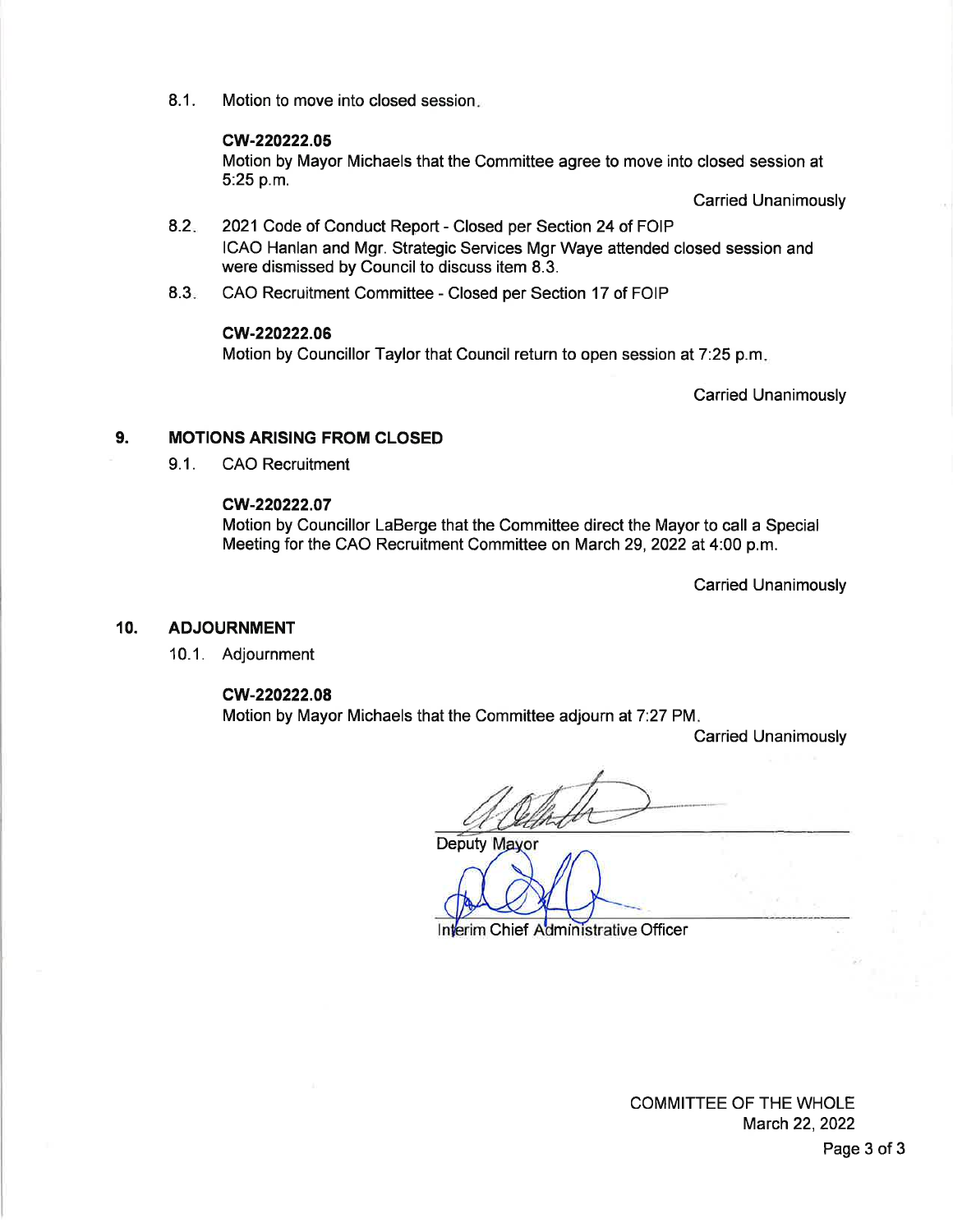8.1. Motion to move into closed session.

**CW-220222.05**
Motion by Mayor Michaels that the Committee agree to move into closed session at 5:25 p.m.

Carried Unanimously

8.2. 2021 Code of Conduct Report - Closed per Section 24 of FOIP
ICAO Hanlan and Mgr. Strategic Services Mgr Waye attended closed session and were dismissed by Council to discuss item 8.3.

8.3. CAO Recruitment Committee - Closed per Section 17 of FOIP

**CW-220222.06**
Motion by Councillor Taylor that Council return to open session at 7:25 p.m.

Carried Unanimously

## 9. MOTIONS ARISING FROM CLOSED

9.1. CAO Recruitment

**CW-220222.07**
Motion by Councillor LaBerge that the Committee direct the Mayor to call a Special Meeting for the CAO Recruitment Committee on March 29, 2022 at 4:00 p.m.

Carried Unanimously

## 10. ADJOURNMENT

10.1. Adjournment

**CW-220222.08**
Motion by Mayor Michaels that the Committee adjourn at 7:27 PM.

Carried Unanimously

Deputy Mayor

Interim Chief Administrative Officer

COMMITTEE OF THE WHOLE
March 22, 2022